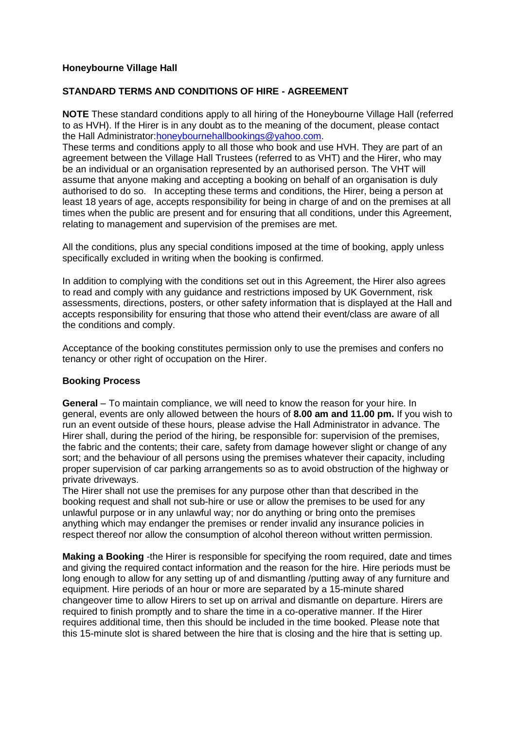**Honeybourne Village Hall**

**STANDARD TERMS AND CONDITIONS OF HIRE - AGREEMENT**

**NOTE** These standard conditions apply to all hiring of the Honeybourne Village Hall (referred to as HVH). If the Hirer is in any doubt as to the meaning of the document, please contact the Hall Administrator:honeybournehallbookings@yahoo.com.

These terms and conditions apply to all those who book and use HVH. They are part of an agreement between the Village Hall Trustees (referred to as VHT) and the Hirer, who may be an individual or an organisation represented by an authorised person. The VHT will assume that anyone making and accepting a booking on behalf of an organisation is duly authorised to do so. In accepting these terms and conditions, the Hirer, being a person at least 18 years of age, accepts responsibility for being in charge of and on the premises at all times when the public are present and for ensuring that all conditions, under this Agreement, relating to management and supervision of the premises are met.

All the conditions, plus any special conditions imposed at the time of booking, apply unless specifically excluded in writing when the booking is confirmed.

In addition to complying with the conditions set out in this Agreement, the Hirer also agrees to read and comply with any guidance and restrictions imposed by UK Government, risk assessments, directions, posters, or other safety information that is displayed at the Hall and accepts responsibility for ensuring that those who attend their event/class are aware of all the conditions and comply.

Acceptance of the booking constitutes permission only to use the premises and confers no tenancy or other right of occupation on the Hirer.

**Booking Process**

**General** – To maintain compliance, we will need to know the reason for your hire. In general, events are only allowed between the hours of **8.00 am and 11.00 pm.** If you wish to run an event outside of these hours, please advise the Hall Administrator in advance. The Hirer shall, during the period of the hiring, be responsible for: supervision of the premises, the fabric and the contents; their care, safety from damage however slight or change of any sort; and the behaviour of all persons using the premises whatever their capacity, including proper supervision of car parking arrangements so as to avoid obstruction of the highway or private driveways.

The Hirer shall not use the premises for any purpose other than that described in the booking request and shall not sub-hire or use or allow the premises to be used for any unlawful purpose or in any unlawful way; nor do anything or bring onto the premises anything which may endanger the premises or render invalid any insurance policies in respect thereof nor allow the consumption of alcohol thereon without written permission.

**Making a Booking** -the Hirer is responsible for specifying the room required, date and times and giving the required contact information and the reason for the hire. Hire periods must be long enough to allow for any setting up of and dismantling /putting away of any furniture and equipment. Hire periods of an hour or more are separated by a 15-minute shared changeover time to allow Hirers to set up on arrival and dismantle on departure. Hirers are required to finish promptly and to share the time in a co-operative manner. If the Hirer requires additional time, then this should be included in the time booked. Please note that this 15-minute slot is shared between the hire that is closing and the hire that is setting up.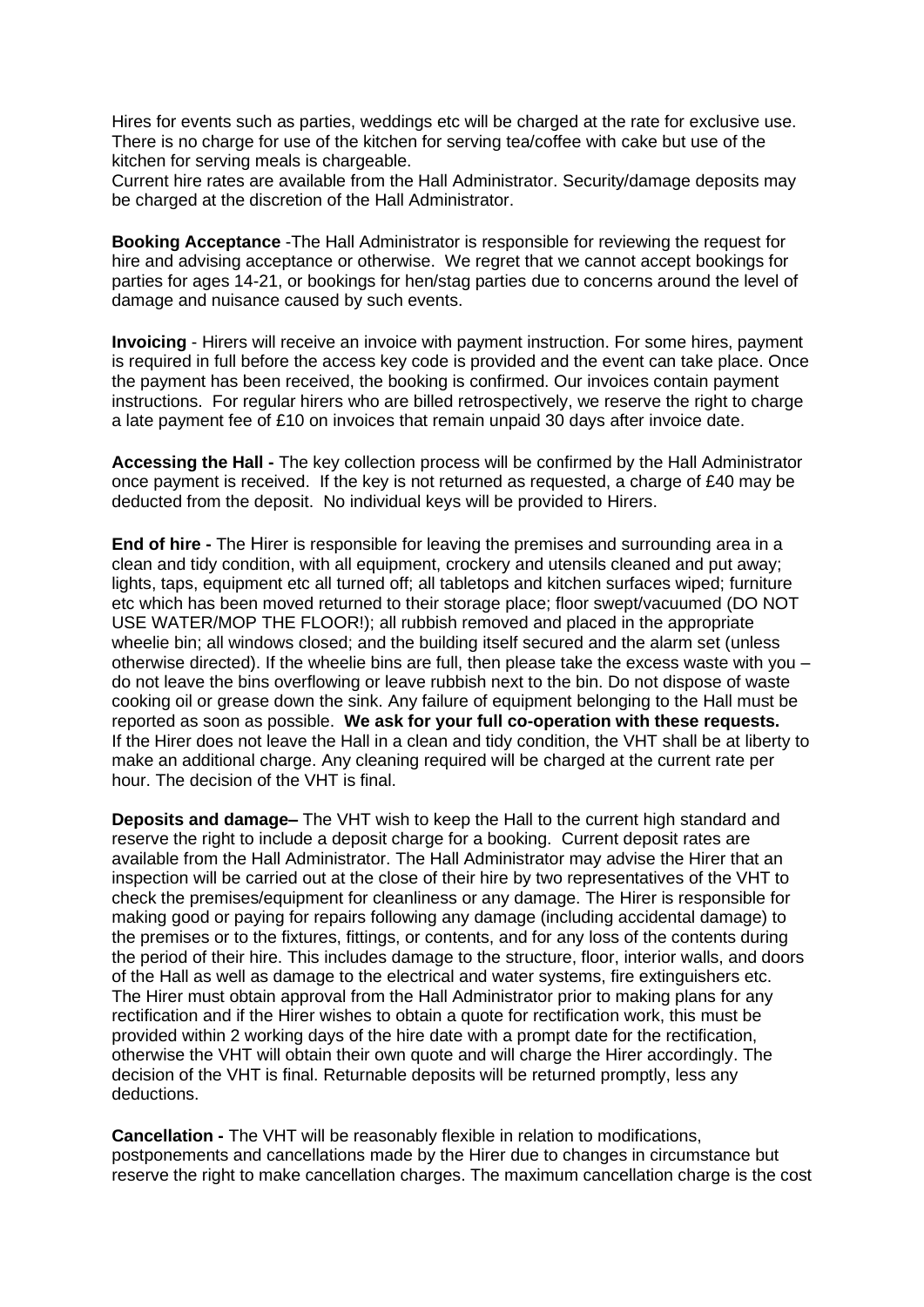Hires for events such as parties, weddings etc will be charged at the rate for exclusive use. There is no charge for use of the kitchen for serving tea/coffee with cake but use of the kitchen for serving meals is chargeable.
Current hire rates are available from the Hall Administrator. Security/damage deposits may be charged at the discretion of the Hall Administrator.

**Booking Acceptance** -The Hall Administrator is responsible for reviewing the request for hire and advising acceptance or otherwise. We regret that we cannot accept bookings for parties for ages 14-21, or bookings for hen/stag parties due to concerns around the level of damage and nuisance caused by such events.

**Invoicing** - Hirers will receive an invoice with payment instruction. For some hires, payment is required in full before the access key code is provided and the event can take place. Once the payment has been received, the booking is confirmed. Our invoices contain payment instructions. For regular hirers who are billed retrospectively, we reserve the right to charge a late payment fee of £10 on invoices that remain unpaid 30 days after invoice date.

**Accessing the Hall -** The key collection process will be confirmed by the Hall Administrator once payment is received. If the key is not returned as requested, a charge of £40 may be deducted from the deposit. No individual keys will be provided to Hirers.

**End of hire -** The Hirer is responsible for leaving the premises and surrounding area in a clean and tidy condition, with all equipment, crockery and utensils cleaned and put away; lights, taps, equipment etc all turned off; all tabletops and kitchen surfaces wiped; furniture etc which has been moved returned to their storage place; floor swept/vacuumed (DO NOT USE WATER/MOP THE FLOOR!); all rubbish removed and placed in the appropriate wheelie bin; all windows closed; and the building itself secured and the alarm set (unless otherwise directed). If the wheelie bins are full, then please take the excess waste with you – do not leave the bins overflowing or leave rubbish next to the bin. Do not dispose of waste cooking oil or grease down the sink. Any failure of equipment belonging to the Hall must be reported as soon as possible. **We ask for your full co-operation with these requests.** If the Hirer does not leave the Hall in a clean and tidy condition, the VHT shall be at liberty to make an additional charge. Any cleaning required will be charged at the current rate per hour. The decision of the VHT is final.

**Deposits and damage–** The VHT wish to keep the Hall to the current high standard and reserve the right to include a deposit charge for a booking. Current deposit rates are available from the Hall Administrator. The Hall Administrator may advise the Hirer that an inspection will be carried out at the close of their hire by two representatives of the VHT to check the premises/equipment for cleanliness or any damage. The Hirer is responsible for making good or paying for repairs following any damage (including accidental damage) to the premises or to the fixtures, fittings, or contents, and for any loss of the contents during the period of their hire. This includes damage to the structure, floor, interior walls, and doors of the Hall as well as damage to the electrical and water systems, fire extinguishers etc. The Hirer must obtain approval from the Hall Administrator prior to making plans for any rectification and if the Hirer wishes to obtain a quote for rectification work, this must be provided within 2 working days of the hire date with a prompt date for the rectification, otherwise the VHT will obtain their own quote and will charge the Hirer accordingly. The decision of the VHT is final. Returnable deposits will be returned promptly, less any deductions.

**Cancellation -** The VHT will be reasonably flexible in relation to modifications, postponements and cancellations made by the Hirer due to changes in circumstance but reserve the right to make cancellation charges. The maximum cancellation charge is the cost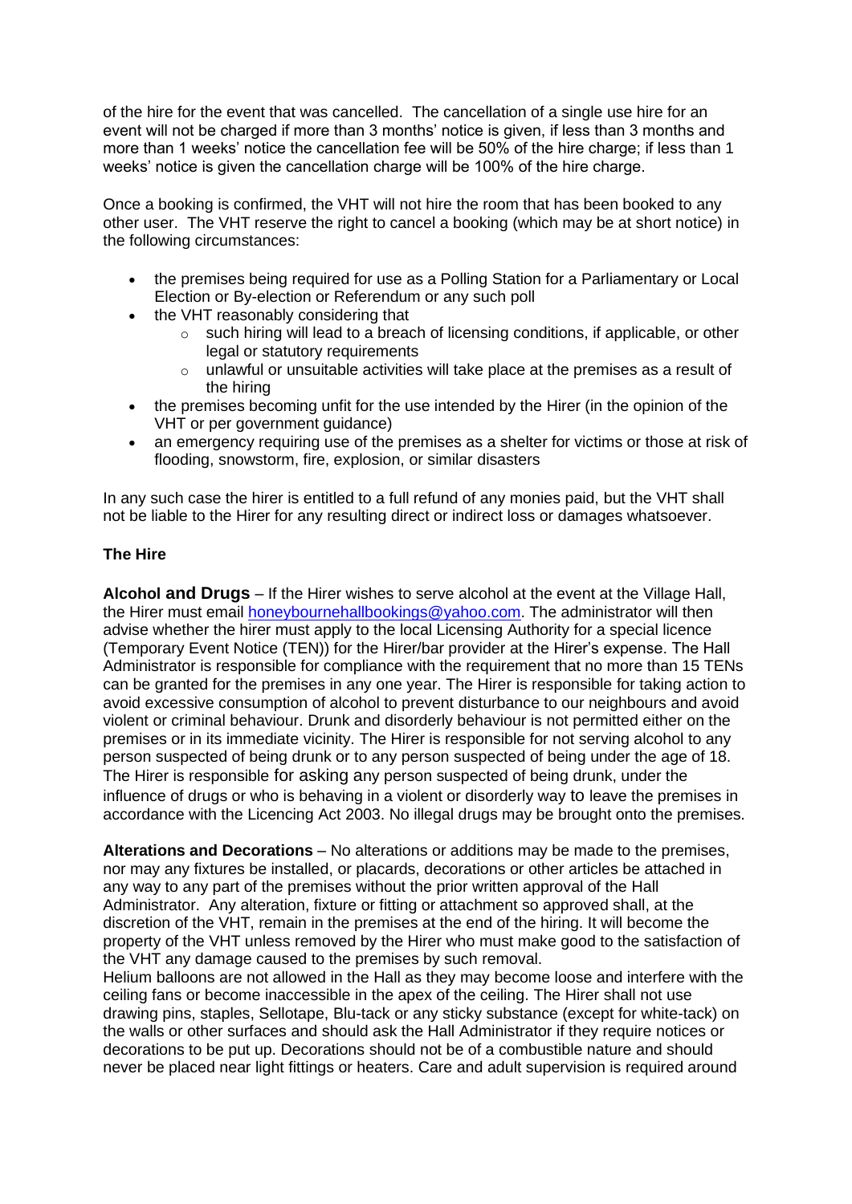of the hire for the event that was cancelled. The cancellation of a single use hire for an event will not be charged if more than 3 months' notice is given, if less than 3 months and more than 1 weeks' notice the cancellation fee will be 50% of the hire charge; if less than 1 weeks' notice is given the cancellation charge will be 100% of the hire charge.

Once a booking is confirmed, the VHT will not hire the room that has been booked to any other user. The VHT reserve the right to cancel a booking (which may be at short notice) in the following circumstances:

- the premises being required for use as a Polling Station for a Parliamentary or Local Election or By-election or Referendum or any such poll
- the VHT reasonably considering that
  - such hiring will lead to a breach of licensing conditions, if applicable, or other legal or statutory requirements
  - unlawful or unsuitable activities will take place at the premises as a result of the hiring
- the premises becoming unfit for the use intended by the Hirer (in the opinion of the VHT or per government guidance)
- an emergency requiring use of the premises as a shelter for victims or those at risk of flooding, snowstorm, fire, explosion, or similar disasters

In any such case the hirer is entitled to a full refund of any monies paid, but the VHT shall not be liable to the Hirer for any resulting direct or indirect loss or damages whatsoever.

**The Hire**

**Alcohol and Drugs** – If the Hirer wishes to serve alcohol at the event at the Village Hall, the Hirer must email honeybournehallbookings@yahoo.com. The administrator will then advise whether the hirer must apply to the local Licensing Authority for a special licence (Temporary Event Notice (TEN)) for the Hirer/bar provider at the Hirer's expense. The Hall Administrator is responsible for compliance with the requirement that no more than 15 TENs can be granted for the premises in any one year. The Hirer is responsible for taking action to avoid excessive consumption of alcohol to prevent disturbance to our neighbours and avoid violent or criminal behaviour. Drunk and disorderly behaviour is not permitted either on the premises or in its immediate vicinity. The Hirer is responsible for not serving alcohol to any person suspected of being drunk or to any person suspected of being under the age of 18. The Hirer is responsible for asking any person suspected of being drunk, under the influence of drugs or who is behaving in a violent or disorderly way to leave the premises in accordance with the Licencing Act 2003. No illegal drugs may be brought onto the premises.

**Alterations and Decorations** – No alterations or additions may be made to the premises, nor may any fixtures be installed, or placards, decorations or other articles be attached in any way to any part of the premises without the prior written approval of the Hall Administrator. Any alteration, fixture or fitting or attachment so approved shall, at the discretion of the VHT, remain in the premises at the end of the hiring. It will become the property of the VHT unless removed by the Hirer who must make good to the satisfaction of the VHT any damage caused to the premises by such removal.
Helium balloons are not allowed in the Hall as they may become loose and interfere with the ceiling fans or become inaccessible in the apex of the ceiling. The Hirer shall not use drawing pins, staples, Sellotape, Blu-tack or any sticky substance (except for white-tack) on the walls or other surfaces and should ask the Hall Administrator if they require notices or decorations to be put up. Decorations should not be of a combustible nature and should never be placed near light fittings or heaters. Care and adult supervision is required around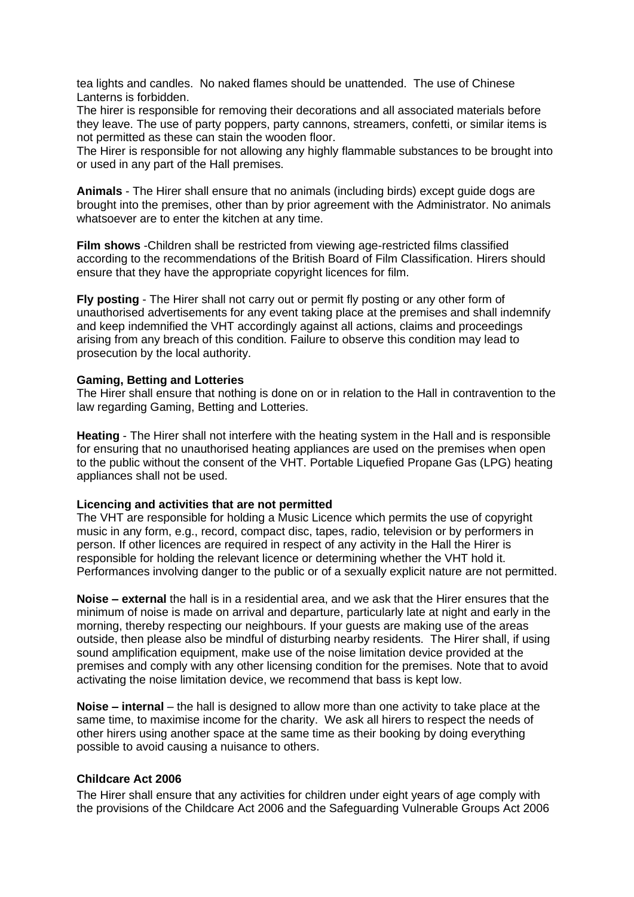tea lights and candles. No naked flames should be unattended. The use of Chinese Lanterns is forbidden.
The hirer is responsible for removing their decorations and all associated materials before they leave. The use of party poppers, party cannons, streamers, confetti, or similar items is not permitted as these can stain the wooden floor.
The Hirer is responsible for not allowing any highly flammable substances to be brought into or used in any part of the Hall premises.

**Animals** - The Hirer shall ensure that no animals (including birds) except guide dogs are brought into the premises, other than by prior agreement with the Administrator. No animals whatsoever are to enter the kitchen at any time.

**Film shows** -Children shall be restricted from viewing age-restricted films classified according to the recommendations of the British Board of Film Classification. Hirers should ensure that they have the appropriate copyright licences for film.

**Fly posting** - The Hirer shall not carry out or permit fly posting or any other form of unauthorised advertisements for any event taking place at the premises and shall indemnify and keep indemnified the VHT accordingly against all actions, claims and proceedings arising from any breach of this condition. Failure to observe this condition may lead to prosecution by the local authority.

**Gaming, Betting and Lotteries**
The Hirer shall ensure that nothing is done on or in relation to the Hall in contravention to the law regarding Gaming, Betting and Lotteries.

**Heating** - The Hirer shall not interfere with the heating system in the Hall and is responsible for ensuring that no unauthorised heating appliances are used on the premises when open to the public without the consent of the VHT. Portable Liquefied Propane Gas (LPG) heating appliances shall not be used.

**Licencing and activities that are not permitted**
The VHT are responsible for holding a Music Licence which permits the use of copyright music in any form, e.g., record, compact disc, tapes, radio, television or by performers in person. If other licences are required in respect of any activity in the Hall the Hirer is responsible for holding the relevant licence or determining whether the VHT hold it. Performances involving danger to the public or of a sexually explicit nature are not permitted.

**Noise – external** the hall is in a residential area, and we ask that the Hirer ensures that the minimum of noise is made on arrival and departure, particularly late at night and early in the morning, thereby respecting our neighbours. If your guests are making use of the areas outside, then please also be mindful of disturbing nearby residents. The Hirer shall, if using sound amplification equipment, make use of the noise limitation device provided at the premises and comply with any other licensing condition for the premises. Note that to avoid activating the noise limitation device, we recommend that bass is kept low.

**Noise – internal** – the hall is designed to allow more than one activity to take place at the same time, to maximise income for the charity. We ask all hirers to respect the needs of other hirers using another space at the same time as their booking by doing everything possible to avoid causing a nuisance to others.

**Childcare Act 2006**
The Hirer shall ensure that any activities for children under eight years of age comply with the provisions of the Childcare Act 2006 and the Safeguarding Vulnerable Groups Act 2006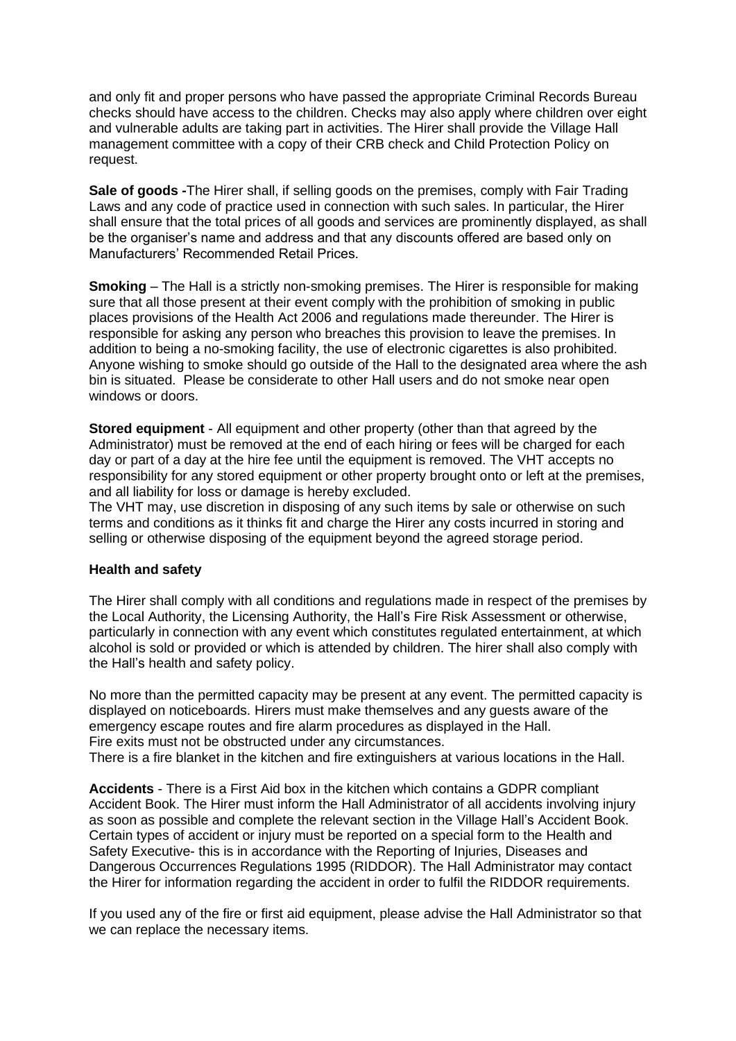and only fit and proper persons who have passed the appropriate Criminal Records Bureau checks should have access to the children. Checks may also apply where children over eight and vulnerable adults are taking part in activities. The Hirer shall provide the Village Hall management committee with a copy of their CRB check and Child Protection Policy on request.

**Sale of goods -**The Hirer shall, if selling goods on the premises, comply with Fair Trading Laws and any code of practice used in connection with such sales. In particular, the Hirer shall ensure that the total prices of all goods and services are prominently displayed, as shall be the organiser's name and address and that any discounts offered are based only on Manufacturers' Recommended Retail Prices.

**Smoking** – The Hall is a strictly non-smoking premises. The Hirer is responsible for making sure that all those present at their event comply with the prohibition of smoking in public places provisions of the Health Act 2006 and regulations made thereunder. The Hirer is responsible for asking any person who breaches this provision to leave the premises. In addition to being a no-smoking facility, the use of electronic cigarettes is also prohibited. Anyone wishing to smoke should go outside of the Hall to the designated area where the ash bin is situated. Please be considerate to other Hall users and do not smoke near open windows or doors.

**Stored equipment** - All equipment and other property (other than that agreed by the Administrator) must be removed at the end of each hiring or fees will be charged for each day or part of a day at the hire fee until the equipment is removed. The VHT accepts no responsibility for any stored equipment or other property brought onto or left at the premises, and all liability for loss or damage is hereby excluded.
The VHT may, use discretion in disposing of any such items by sale or otherwise on such terms and conditions as it thinks fit and charge the Hirer any costs incurred in storing and selling or otherwise disposing of the equipment beyond the agreed storage period.

**Health and safety**

The Hirer shall comply with all conditions and regulations made in respect of the premises by the Local Authority, the Licensing Authority, the Hall's Fire Risk Assessment or otherwise, particularly in connection with any event which constitutes regulated entertainment, at which alcohol is sold or provided or which is attended by children. The hirer shall also comply with the Hall's health and safety policy.

No more than the permitted capacity may be present at any event. The permitted capacity is displayed on noticeboards. Hirers must make themselves and any guests aware of the emergency escape routes and fire alarm procedures as displayed in the Hall.
Fire exits must not be obstructed under any circumstances.
There is a fire blanket in the kitchen and fire extinguishers at various locations in the Hall.

**Accidents** - There is a First Aid box in the kitchen which contains a GDPR compliant Accident Book. The Hirer must inform the Hall Administrator of all accidents involving injury as soon as possible and complete the relevant section in the Village Hall's Accident Book. Certain types of accident or injury must be reported on a special form to the Health and Safety Executive- this is in accordance with the Reporting of Injuries, Diseases and Dangerous Occurrences Regulations 1995 (RIDDOR). The Hall Administrator may contact the Hirer for information regarding the accident in order to fulfil the RIDDOR requirements.

If you used any of the fire or first aid equipment, please advise the Hall Administrator so that we can replace the necessary items.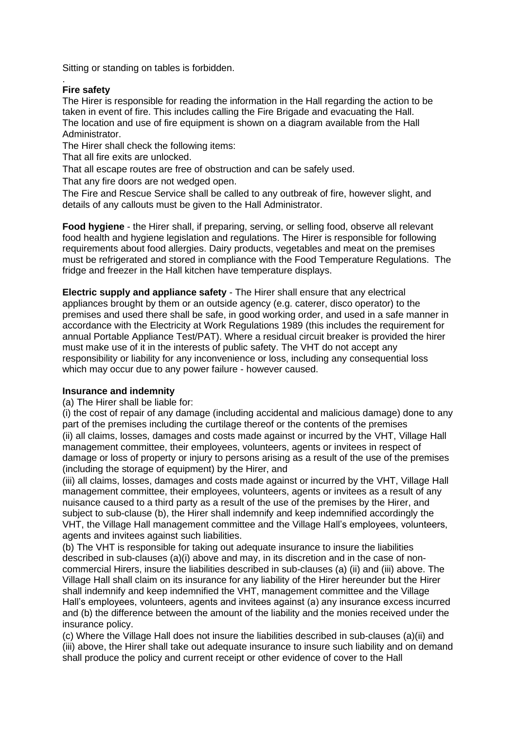Sitting or standing on tables is forbidden.

.

**Fire safety**

The Hirer is responsible for reading the information in the Hall regarding the action to be taken in event of fire. This includes calling the Fire Brigade and evacuating the Hall. The location and use of fire equipment is shown on a diagram available from the Hall Administrator.

The Hirer shall check the following items:

That all fire exits are unlocked.

That all escape routes are free of obstruction and can be safely used.

That any fire doors are not wedged open.

The Fire and Rescue Service shall be called to any outbreak of fire, however slight, and details of any callouts must be given to the Hall Administrator.

**Food hygiene** - the Hirer shall, if preparing, serving, or selling food, observe all relevant food health and hygiene legislation and regulations. The Hirer is responsible for following requirements about food allergies. Dairy products, vegetables and meat on the premises must be refrigerated and stored in compliance with the Food Temperature Regulations. The fridge and freezer in the Hall kitchen have temperature displays.

**Electric supply and appliance safety** - The Hirer shall ensure that any electrical appliances brought by them or an outside agency (e.g. caterer, disco operator) to the premises and used there shall be safe, in good working order, and used in a safe manner in accordance with the Electricity at Work Regulations 1989 (this includes the requirement for annual Portable Appliance Test/PAT). Where a residual circuit breaker is provided the hirer must make use of it in the interests of public safety. The VHT do not accept any responsibility or liability for any inconvenience or loss, including any consequential loss which may occur due to any power failure - however caused.

**Insurance and indemnity**

(a) The Hirer shall be liable for:

(i) the cost of repair of any damage (including accidental and malicious damage) done to any part of the premises including the curtilage thereof or the contents of the premises

(ii) all claims, losses, damages and costs made against or incurred by the VHT, Village Hall management committee, their employees, volunteers, agents or invitees in respect of damage or loss of property or injury to persons arising as a result of the use of the premises (including the storage of equipment) by the Hirer, and

(iii) all claims, losses, damages and costs made against or incurred by the VHT, Village Hall management committee, their employees, volunteers, agents or invitees as a result of any nuisance caused to a third party as a result of the use of the premises by the Hirer, and subject to sub-clause (b), the Hirer shall indemnify and keep indemnified accordingly the VHT, the Village Hall management committee and the Village Hall's employees, volunteers, agents and invitees against such liabilities.

(b) The VHT is responsible for taking out adequate insurance to insure the liabilities described in sub-clauses (a)(i) above and may, in its discretion and in the case of non-commercial Hirers, insure the liabilities described in sub-clauses (a) (ii) and (iii) above. The Village Hall shall claim on its insurance for any liability of the Hirer hereunder but the Hirer shall indemnify and keep indemnified the VHT, management committee and the Village Hall's employees, volunteers, agents and invitees against (a) any insurance excess incurred and (b) the difference between the amount of the liability and the monies received under the insurance policy.

(c) Where the Village Hall does not insure the liabilities described in sub-clauses (a)(ii) and (iii) above, the Hirer shall take out adequate insurance to insure such liability and on demand shall produce the policy and current receipt or other evidence of cover to the Hall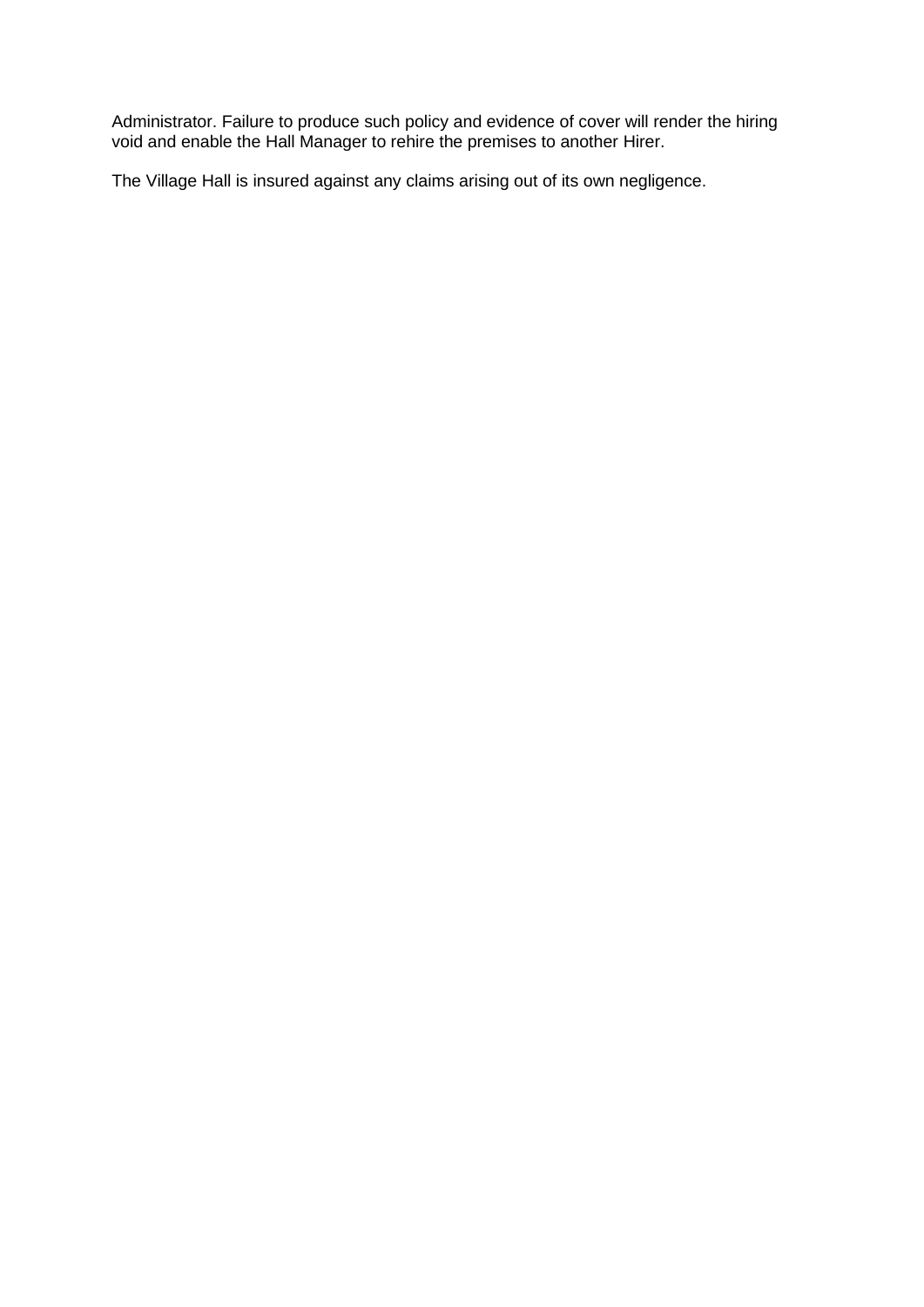Administrator. Failure to produce such policy and evidence of cover will render the hiring void and enable the Hall Manager to rehire the premises to another Hirer.

The Village Hall is insured against any claims arising out of its own negligence.